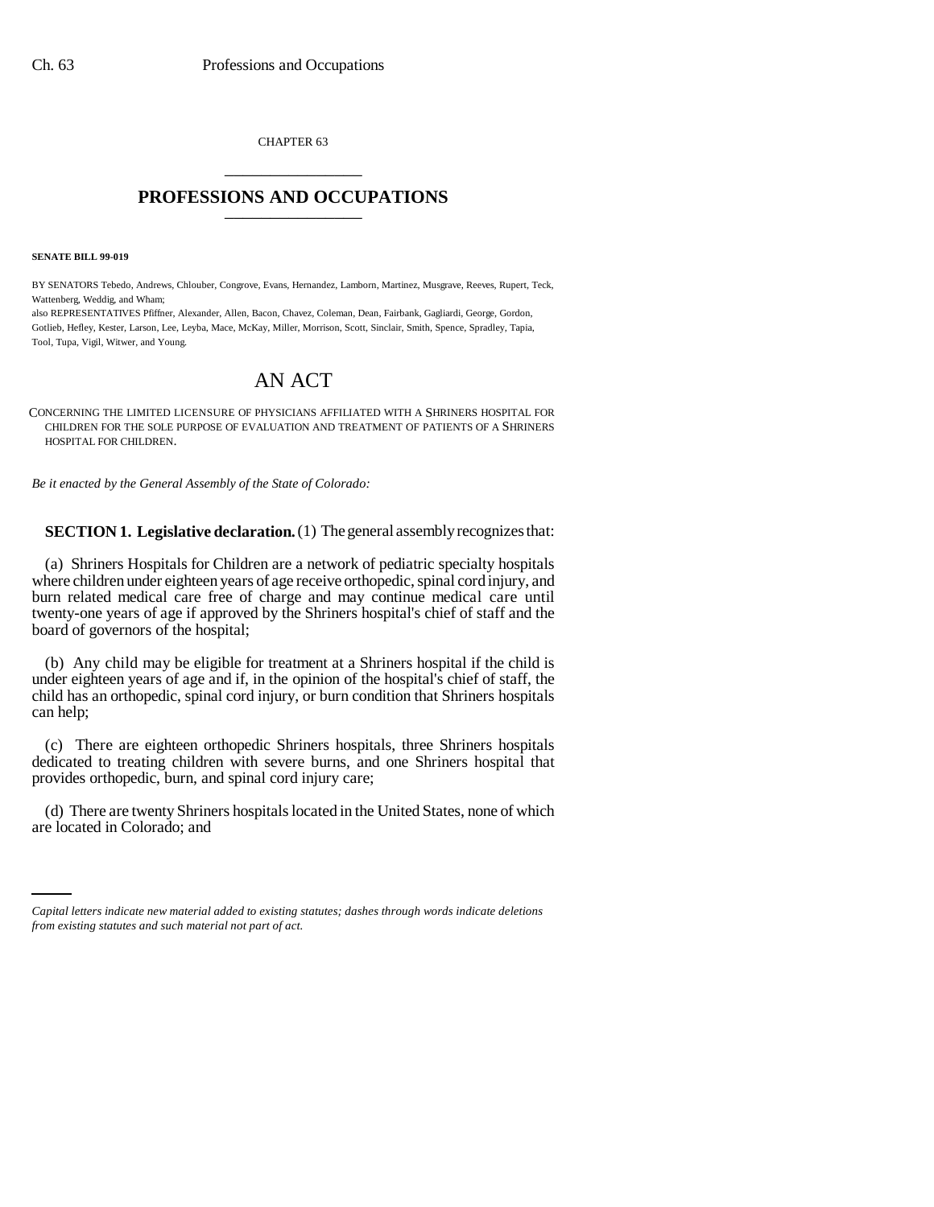CHAPTER 63

# PROFESSIONS AND OCCUPATIONS

**SENATE BILL 99-019**

BY SENATORS Tebedo, Andrews, Chlouber, Congrove, Evans, Hernandez, Lamborn, Martinez, Musgrave, Reeves, Rupert, Teck, Wattenberg, Weddig, and Wham;
also REPRESENTATIVES Pfiffner, Alexander, Allen, Bacon, Chavez, Coleman, Dean, Fairbank, Gagliardi, George, Gordon, Gotlieb, Hefley, Kester, Larson, Lee, Leyba, Mace, McKay, Miller, Morrison, Scott, Sinclair, Smith, Spence, Spradley, Tapia, Tool, Tupa, Vigil, Witwer, and Young.

# AN ACT

CONCERNING THE LIMITED LICENSURE OF PHYSICIANS AFFILIATED WITH A SHRINERS HOSPITAL FOR CHILDREN FOR THE SOLE PURPOSE OF EVALUATION AND TREATMENT OF PATIENTS OF A SHRINERS HOSPITAL FOR CHILDREN.

*Be it enacted by the General Assembly of the State of Colorado:*

**SECTION 1. Legislative declaration.** (1) The general assembly recognizes that:

(a) Shriners Hospitals for Children are a network of pediatric specialty hospitals where children under eighteen years of age receive orthopedic, spinal cord injury, and burn related medical care free of charge and may continue medical care until twenty-one years of age if approved by the Shriners hospital's chief of staff and the board of governors of the hospital;

(b) Any child may be eligible for treatment at a Shriners hospital if the child is under eighteen years of age and if, in the opinion of the hospital's chief of staff, the child has an orthopedic, spinal cord injury, or burn condition that Shriners hospitals can help;

(c) There are eighteen orthopedic Shriners hospitals, three Shriners hospitals dedicated to treating children with severe burns, and one Shriners hospital that provides orthopedic, burn, and spinal cord injury care;

(d) There are twenty Shriners hospitals located in the United States, none of which are located in Colorado; and

*Capital letters indicate new material added to existing statutes; dashes through words indicate deletions from existing statutes and such material not part of act.*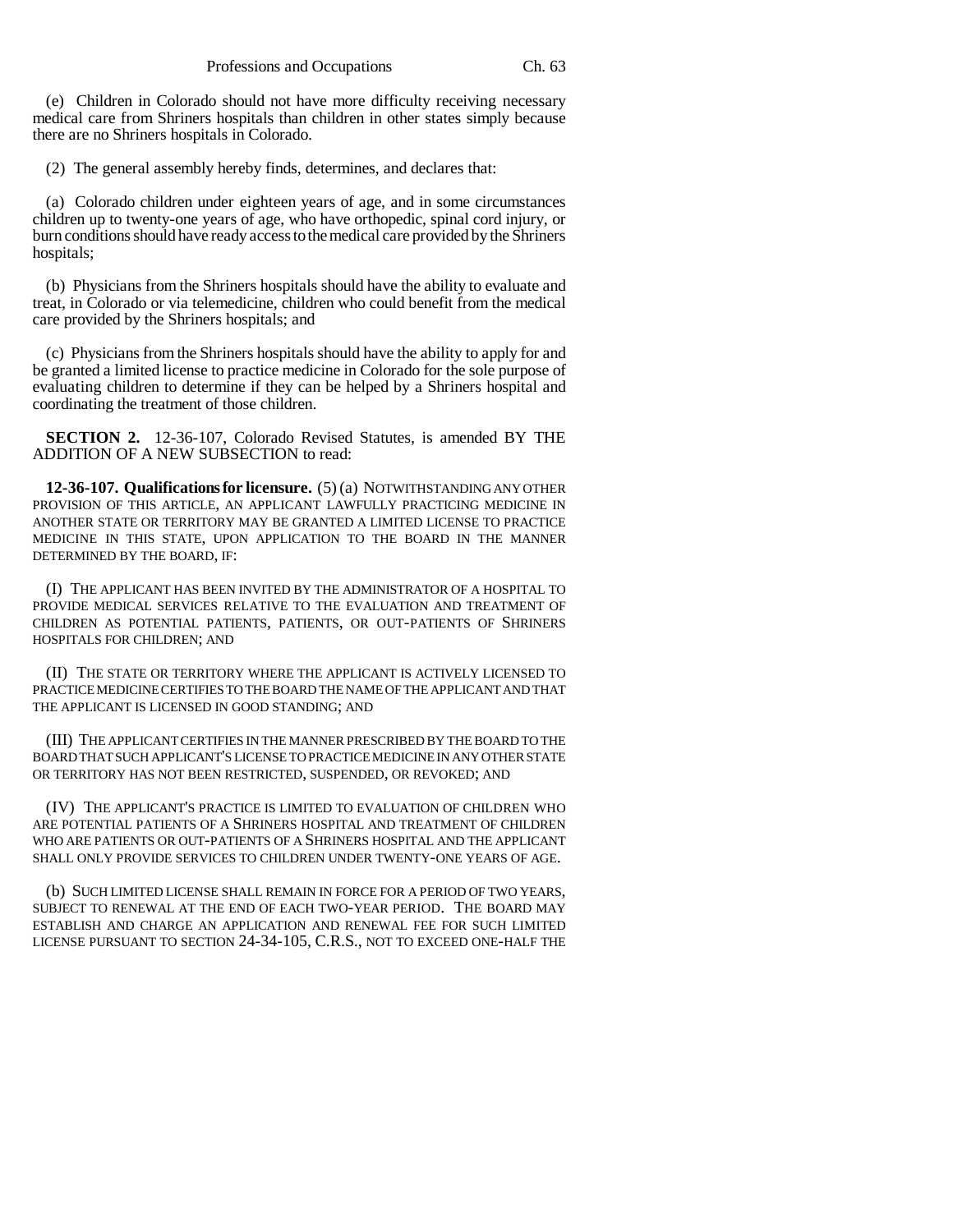(e) Children in Colorado should not have more difficulty receiving necessary medical care from Shriners hospitals than children in other states simply because there are no Shriners hospitals in Colorado.

(2) The general assembly hereby finds, determines, and declares that:

(a) Colorado children under eighteen years of age, and in some circumstances children up to twenty-one years of age, who have orthopedic, spinal cord injury, or burn conditions should have ready access to the medical care provided by the Shriners hospitals;

(b) Physicians from the Shriners hospitals should have the ability to evaluate and treat, in Colorado or via telemedicine, children who could benefit from the medical care provided by the Shriners hospitals; and

(c) Physicians from the Shriners hospitals should have the ability to apply for and be granted a limited license to practice medicine in Colorado for the sole purpose of evaluating children to determine if they can be helped by a Shriners hospital and coordinating the treatment of those children.

**SECTION 2.** 12-36-107, Colorado Revised Statutes, is amended BY THE ADDITION OF A NEW SUBSECTION to read:

**12-36-107. Qualifications for licensure.** (5) (a) NOTWITHSTANDING ANY OTHER PROVISION OF THIS ARTICLE, AN APPLICANT LAWFULLY PRACTICING MEDICINE IN ANOTHER STATE OR TERRITORY MAY BE GRANTED A LIMITED LICENSE TO PRACTICE MEDICINE IN THIS STATE, UPON APPLICATION TO THE BOARD IN THE MANNER DETERMINED BY THE BOARD, IF:

(I) THE APPLICANT HAS BEEN INVITED BY THE ADMINISTRATOR OF A HOSPITAL TO PROVIDE MEDICAL SERVICES RELATIVE TO THE EVALUATION AND TREATMENT OF CHILDREN AS POTENTIAL PATIENTS, PATIENTS, OR OUT-PATIENTS OF SHRINERS HOSPITALS FOR CHILDREN; AND

(II) THE STATE OR TERRITORY WHERE THE APPLICANT IS ACTIVELY LICENSED TO PRACTICE MEDICINE CERTIFIES TO THE BOARD THE NAME OF THE APPLICANT AND THAT THE APPLICANT IS LICENSED IN GOOD STANDING; AND

(III) THE APPLICANT CERTIFIES IN THE MANNER PRESCRIBED BY THE BOARD TO THE BOARD THAT SUCH APPLICANT'S LICENSE TO PRACTICE MEDICINE IN ANY OTHER STATE OR TERRITORY HAS NOT BEEN RESTRICTED, SUSPENDED, OR REVOKED; AND

(IV) THE APPLICANT'S PRACTICE IS LIMITED TO EVALUATION OF CHILDREN WHO ARE POTENTIAL PATIENTS OF A SHRINERS HOSPITAL AND TREATMENT OF CHILDREN WHO ARE PATIENTS OR OUT-PATIENTS OF A SHRINERS HOSPITAL AND THE APPLICANT SHALL ONLY PROVIDE SERVICES TO CHILDREN UNDER TWENTY-ONE YEARS OF AGE.

(b) SUCH LIMITED LICENSE SHALL REMAIN IN FORCE FOR A PERIOD OF TWO YEARS, SUBJECT TO RENEWAL AT THE END OF EACH TWO-YEAR PERIOD. THE BOARD MAY ESTABLISH AND CHARGE AN APPLICATION AND RENEWAL FEE FOR SUCH LIMITED LICENSE PURSUANT TO SECTION 24-34-105, C.R.S., NOT TO EXCEED ONE-HALF THE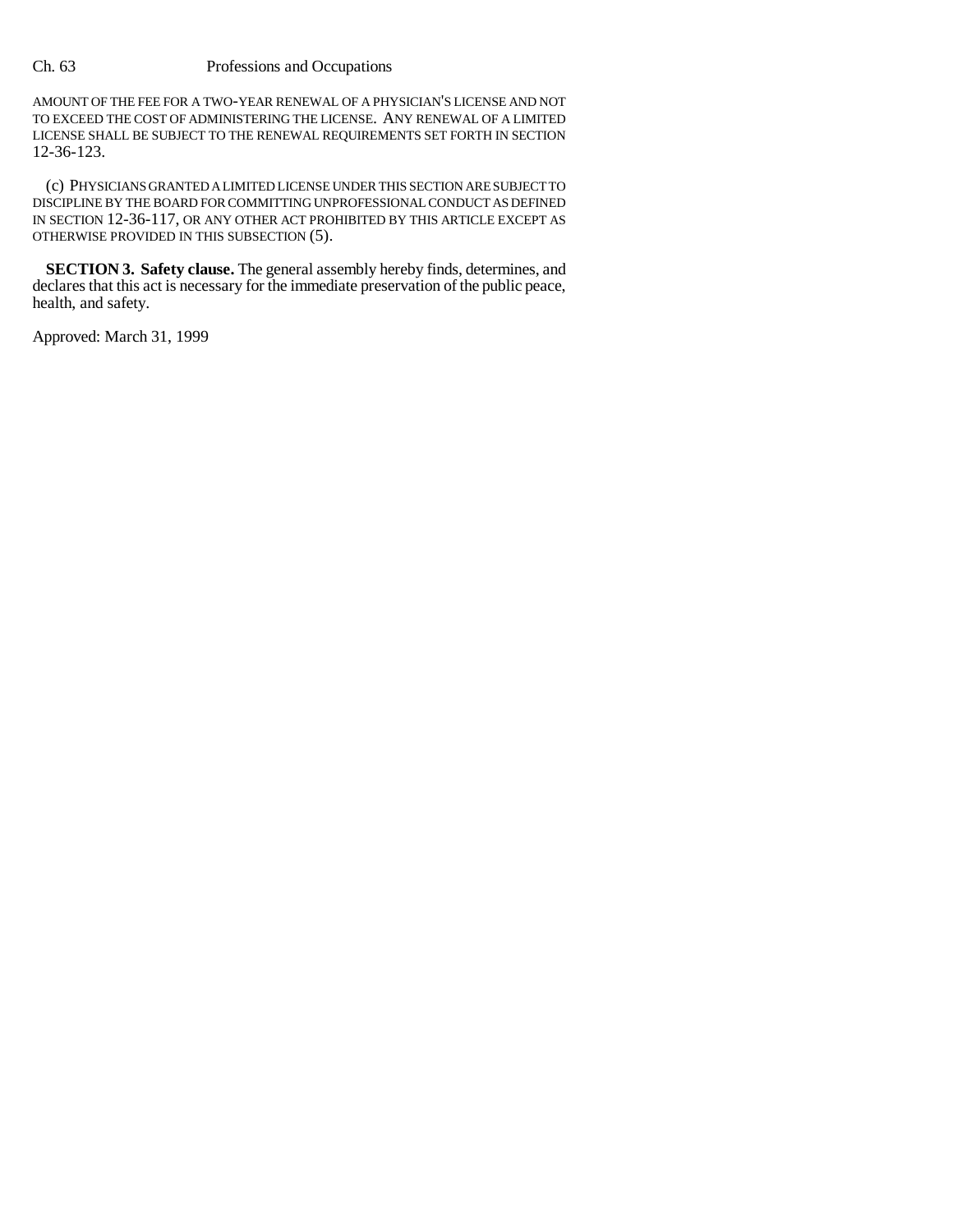AMOUNT OF THE FEE FOR A TWO-YEAR RENEWAL OF A PHYSICIAN'S LICENSE AND NOT TO EXCEED THE COST OF ADMINISTERING THE LICENSE. ANY RENEWAL OF A LIMITED LICENSE SHALL BE SUBJECT TO THE RENEWAL REQUIREMENTS SET FORTH IN SECTION 12-36-123.

(c) PHYSICIANS GRANTED A LIMITED LICENSE UNDER THIS SECTION ARE SUBJECT TO DISCIPLINE BY THE BOARD FOR COMMITTING UNPROFESSIONAL CONDUCT AS DEFINED IN SECTION 12-36-117, OR ANY OTHER ACT PROHIBITED BY THIS ARTICLE EXCEPT AS OTHERWISE PROVIDED IN THIS SUBSECTION (5).

**SECTION 3. Safety clause.** The general assembly hereby finds, determines, and declares that this act is necessary for the immediate preservation of the public peace, health, and safety.

Approved: March 31, 1999